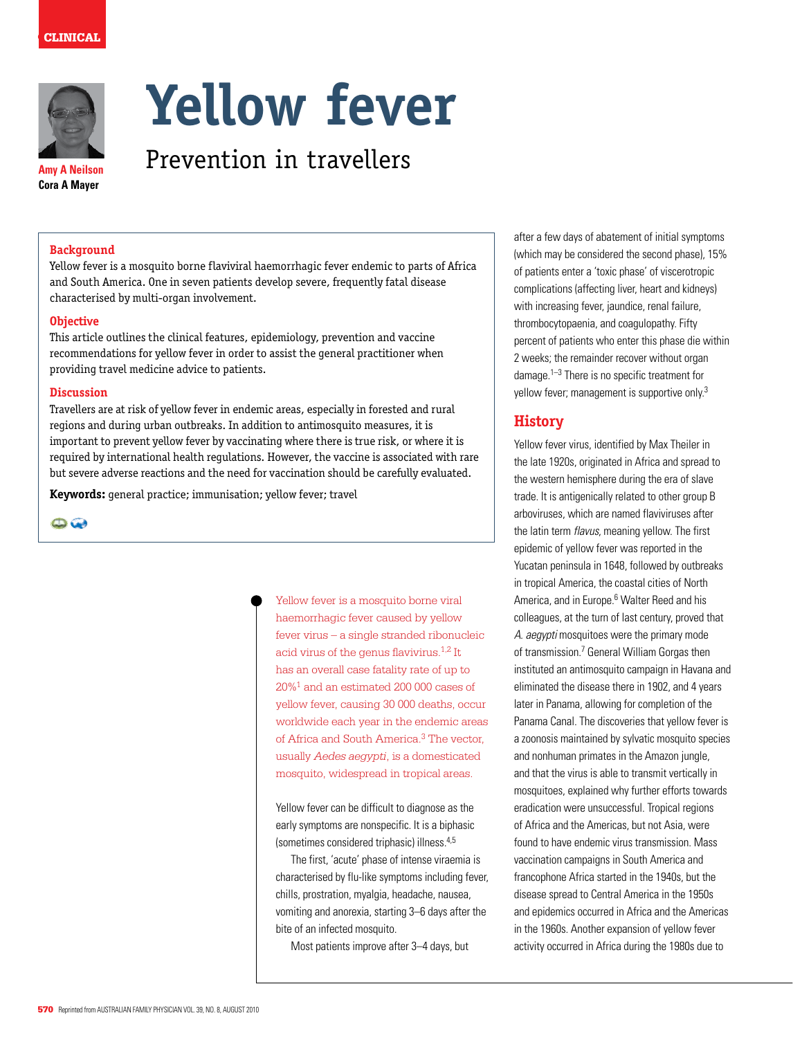# Yellow fever

## Prevention in travellers

**Amy A Neilson**
**Cora A Mayer**

### Background

Yellow fever is a mosquito borne flaviviral haemorrhagic fever endemic to parts of Africa and South America. One in seven patients develop severe, frequently fatal disease characterised by multi-organ involvement.

### Objective

This article outlines the clinical features, epidemiology, prevention and vaccine recommendations for yellow fever in order to assist the general practitioner when providing travel medicine advice to patients.

### Discussion

Travellers are at risk of yellow fever in endemic areas, especially in forested and rural regions and during urban outbreaks. In addition to antimosquito measures, it is important to prevent yellow fever by vaccinating where there is true risk, or where it is required by international health regulations. However, the vaccine is associated with rare but severe adverse reactions and the need for vaccination should be carefully evaluated.

**Keywords:** general practice; immunisation; yellow fever; travel

Yellow fever is a mosquito borne viral haemorrhagic fever caused by yellow fever virus – a single stranded ribonucleic acid virus of the genus flavivirus.[1,2] It has an overall case fatality rate of up to 20%[1] and an estimated 200 000 cases of yellow fever, causing 30 000 deaths, occur worldwide each year in the endemic areas of Africa and South America.[3] The vector, usually *Aedes aegypti*, is a domesticated mosquito, widespread in tropical areas.

Yellow fever can be difficult to diagnose as the early symptoms are nonspecific. It is a biphasic (sometimes considered triphasic) illness.[4,5]

The first, 'acute' phase of intense viraemia is characterised by flu-like symptoms including fever, chills, prostration, myalgia, headache, nausea, vomiting and anorexia, starting 3–6 days after the bite of an infected mosquito.

Most patients improve after 3–4 days, but after a few days of abatement of initial symptoms (which may be considered the second phase), 15% of patients enter a 'toxic phase' of viscerotropic complications (affecting liver, heart and kidneys) with increasing fever, jaundice, renal failure, thrombocytopaenia, and coagulopathy. Fifty percent of patients who enter this phase die within 2 weeks; the remainder recover without organ damage.[1–3] There is no specific treatment for yellow fever; management is supportive only.[3]

## History

Yellow fever virus, identified by Max Theiler in the late 1920s, originated in Africa and spread to the western hemisphere during the era of slave trade. It is antigenically related to other group B arboviruses, which are named flaviviruses after the latin term *flavus*, meaning yellow. The first epidemic of yellow fever was reported in the Yucatan peninsula in 1648, followed by outbreaks in tropical America, the coastal cities of North America, and in Europe.[6] Walter Reed and his colleagues, at the turn of last century, proved that *A. aegypti* mosquitoes were the primary mode of transmission.[7] General William Gorgas then instituted an antimosquito campaign in Havana and eliminated the disease there in 1902, and 4 years later in Panama, allowing for completion of the Panama Canal. The discoveries that yellow fever is a zoonosis maintained by sylvatic mosquito species and nonhuman primates in the Amazon jungle, and that the virus is able to transmit vertically in mosquitoes, explained why further efforts towards eradication were unsuccessful. Tropical regions of Africa and the Americas, but not Asia, were found to have endemic virus transmission. Mass vaccination campaigns in South America and francophone Africa started in the 1940s, but the disease spread to Central America in the 1950s and epidemics occurred in Africa and the Americas in the 1960s. Another expansion of yellow fever activity occurred in Africa during the 1980s due to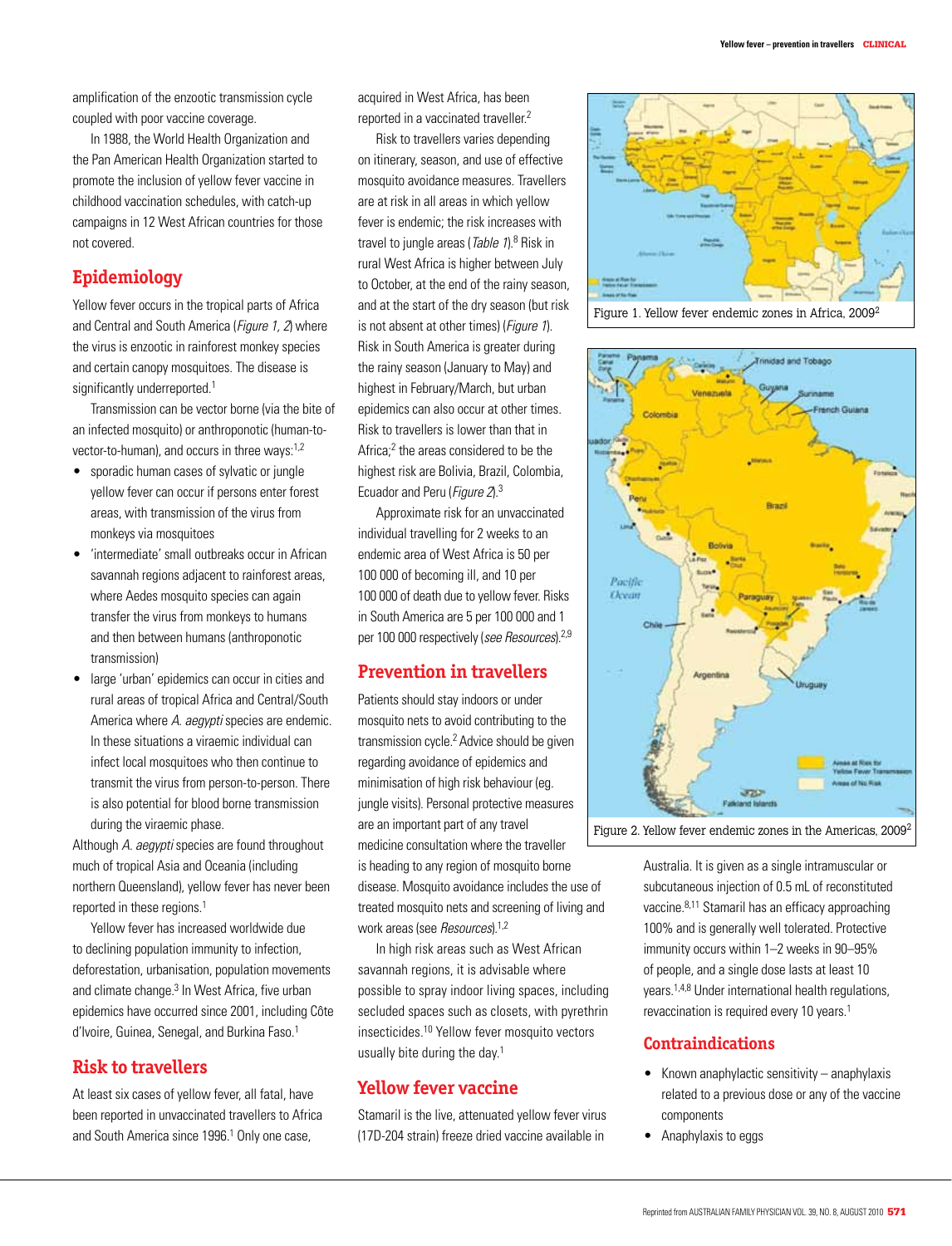amplification of the enzootic transmission cycle coupled with poor vaccine coverage.

In 1988, the World Health Organization and the Pan American Health Organization started to promote the inclusion of yellow fever vaccine in childhood vaccination schedules, with catch-up campaigns in 12 West African countries for those not covered.

## Epidemiology

Yellow fever occurs in the tropical parts of Africa and Central and South America (*Figure 1, 2*) where the virus is enzootic in rainforest monkey species and certain canopy mosquitoes. The disease is significantly underreported.[1]

Transmission can be vector borne (via the bite of an infected mosquito) or anthroponotic (human-to-vector-to-human), and occurs in three ways:[1,2]

- sporadic human cases of sylvatic or jungle yellow fever can occur if persons enter forest areas, with transmission of the virus from monkeys via mosquitoes
- 'intermediate' small outbreaks occur in African savannah regions adjacent to rainforest areas, where Aedes mosquito species can again transfer the virus from monkeys to humans and then between humans (anthroponotic transmission)
- large 'urban' epidemics can occur in cities and rural areas of tropical Africa and Central/South America where *A. aegypti* species are endemic. In these situations a viraemic individual can infect local mosquitoes who then continue to transmit the virus from person-to-person. There is also potential for blood borne transmission during the viraemic phase.

Although *A. aegypti* species are found throughout much of tropical Asia and Oceania (including northern Queensland), yellow fever has never been reported in these regions.[1]

Yellow fever has increased worldwide due to declining population immunity to infection, deforestation, urbanisation, population movements and climate change.[3] In West Africa, five urban epidemics have occurred since 2001, including Côte d'Ivoire, Guinea, Senegal, and Burkina Faso.[1]

## Risk to travellers

At least six cases of yellow fever, all fatal, have been reported in unvaccinated travellers to Africa and South America since 1996.[1] Only one case, acquired in West Africa, has been reported in a vaccinated traveller.[2]

Risk to travellers varies depending on itinerary, season, and use of effective mosquito avoidance measures. Travellers are at risk in all areas in which yellow fever is endemic; the risk increases with travel to jungle areas (*Table 1*).[8] Risk in rural West Africa is higher between July to October, at the end of the rainy season, and at the start of the dry season (but risk is not absent at other times) (*Figure 1*). Risk in South America is greater during the rainy season (January to May) and highest in February/March, but urban epidemics can also occur at other times. Risk to travellers is lower than that in Africa;[2] the areas considered to be the highest risk are Bolivia, Brazil, Colombia, Ecuador and Peru (*Figure 2*).[3]

Approximate risk for an unvaccinated individual travelling for 2 weeks to an endemic area of West Africa is 50 per 100 000 of becoming ill, and 10 per 100 000 of death due to yellow fever. Risks in South America are 5 per 100 000 and 1 per 100 000 respectively (*see Resources*).[2,9]

## Prevention in travellers

Patients should stay indoors or under mosquito nets to avoid contributing to the transmission cycle.[2] Advice should be given regarding avoidance of epidemics and minimisation of high risk behaviour (eg. jungle visits). Personal protective measures are an important part of any travel medicine consultation where the traveller is heading to any region of mosquito borne disease. Mosquito avoidance includes the use of treated mosquito nets and screening of living and work areas (see *Resources*).[1,2]

In high risk areas such as West African savannah regions, it is advisable where possible to spray indoor living spaces, including secluded spaces such as closets, with pyrethrin insecticides.[10] Yellow fever mosquito vectors usually bite during the day.[1]

## Yellow fever vaccine

Stamaril is the live, attenuated yellow fever virus (17D-204 strain) freeze dried vaccine available in Australia. It is given as a single intramuscular or subcutaneous injection of 0.5 mL of reconstituted vaccine.[8,11] Stamaril has an efficacy approaching 100% and is generally well tolerated. Protective immunity occurs within 1–2 weeks in 90–95% of people, and a single dose lasts at least 10 years.[1,4,8] Under international health regulations, revaccination is required every 10 years.[1]

Figure 1. Yellow fever endemic zones in Africa, 2009[2]

Figure 2. Yellow fever endemic zones in the Americas, 2009[2]

## Contraindications

- Known anaphylactic sensitivity – anaphylaxis related to a previous dose or any of the vaccine components
- Anaphylaxis to eggs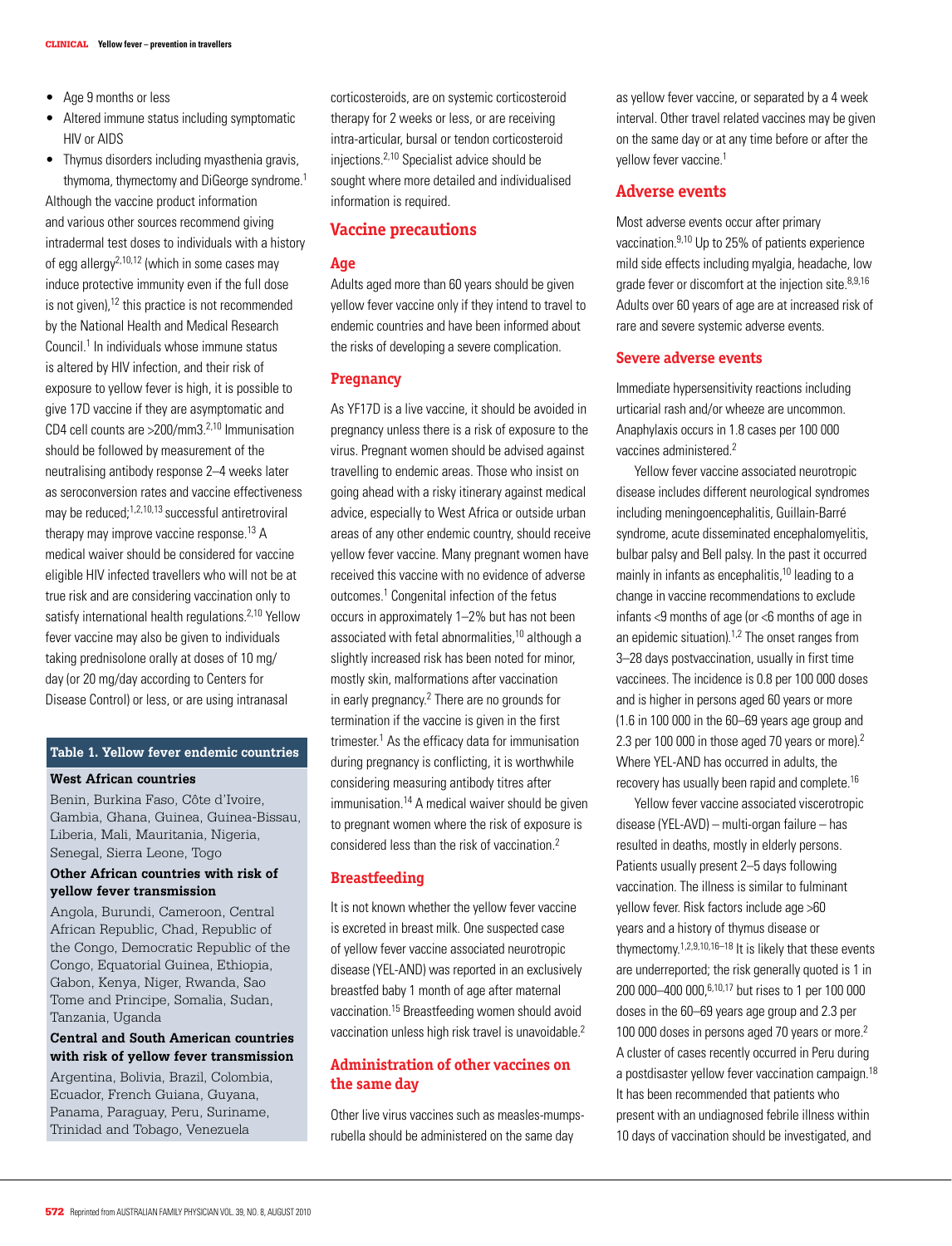- Age 9 months or less
- Altered immune status including symptomatic HIV or AIDS
- Thymus disorders including myasthenia gravis, thymoma, thymectomy and DiGeorge syndrome.[1]

Although the vaccine product information and various other sources recommend giving intradermal test doses to individuals with a history of egg allergy[2,10,12] (which in some cases may induce protective immunity even if the full dose is not given),[12] this practice is not recommended by the National Health and Medical Research Council.[1] In individuals whose immune status is altered by HIV infection, and their risk of exposure to yellow fever is high, it is possible to give 17D vaccine if they are asymptomatic and CD4 cell counts are >200/mm3.[2,10] Immunisation should be followed by measurement of the neutralising antibody response 2–4 weeks later as seroconversion rates and vaccine effectiveness may be reduced;[1,2,10,13] successful antiretroviral therapy may improve vaccine response.[13] A medical waiver should be considered for vaccine eligible HIV infected travellers who will not be at true risk and are considering vaccination only to satisfy international health regulations.[2,10] Yellow fever vaccine may also be given to individuals taking prednisolone orally at doses of 10 mg/day (or 20 mg/day according to Centers for Disease Control) or less, or are using intranasal corticosteroids, are on systemic corticosteroid therapy for 2 weeks or less, or are receiving intra-articular, bursal or tendon corticosteroid injections.[2,10] Specialist advice should be sought where more detailed and individualised information is required.

**Table 1. Yellow fever endemic countries**

| |
|---|
| **West African countries** |
| Benin, Burkina Faso, Côte d'Ivoire, Gambia, Ghana, Guinea, Guinea-Bissau, Liberia, Mali, Mauritania, Nigeria, Senegal, Sierra Leone, Togo |
| **Other African countries with risk of yellow fever transmission** |
| Angola, Burundi, Cameroon, Central African Republic, Chad, Republic of the Congo, Democratic Republic of the Congo, Equatorial Guinea, Ethiopia, Gabon, Kenya, Niger, Rwanda, Sao Tome and Principe, Somalia, Sudan, Tanzania, Uganda |
| **Central and South American countries with risk of yellow fever transmission** |
| Argentina, Bolivia, Brazil, Colombia, Ecuador, French Guiana, Guyana, Panama, Paraguay, Peru, Suriname, Trinidad and Tobago, Venezuela |

## Vaccine precautions

### Age

Adults aged more than 60 years should be given yellow fever vaccine only if they intend to travel to endemic countries and have been informed about the risks of developing a severe complication.

### Pregnancy

As YF17D is a live vaccine, it should be avoided in pregnancy unless there is a risk of exposure to the virus. Pregnant women should be advised against travelling to endemic areas. Those who insist on going ahead with a risky itinerary against medical advice, especially to West Africa or outside urban areas of any other endemic country, should receive yellow fever vaccine. Many pregnant women have received this vaccine with no evidence of adverse outcomes.[1] Congenital infection of the fetus occurs in approximately 1–2% but has not been associated with fetal abnormalities,[10] although a slightly increased risk has been noted for minor, mostly skin, malformations after vaccination in early pregnancy.[2] There are no grounds for termination if the vaccine is given in the first trimester.[1] As the efficacy data for immunisation during pregnancy is conflicting, it is worthwhile considering measuring antibody titres after immunisation.[14] A medical waiver should be given to pregnant women where the risk of exposure is considered less than the risk of vaccination.[2]

### Breastfeeding

It is not known whether the yellow fever vaccine is excreted in breast milk. One suspected case of yellow fever vaccine associated neurotropic disease (YEL-AND) was reported in an exclusively breastfed baby 1 month of age after maternal vaccination.[15] Breastfeeding women should avoid vaccination unless high risk travel is unavoidable.[2]

### Administration of other vaccines on the same day

Other live virus vaccines such as measles-mumps-rubella should be administered on the same day as yellow fever vaccine, or separated by a 4 week interval. Other travel related vaccines may be given on the same day or at any time before or after the yellow fever vaccine.[1]

## Adverse events

Most adverse events occur after primary vaccination.[9,10] Up to 25% of patients experience mild side effects including myalgia, headache, low grade fever or discomfort at the injection site.[8,9,16] Adults over 60 years of age are at increased risk of rare and severe systemic adverse events.

### Severe adverse events

Immediate hypersensitivity reactions including urticarial rash and/or wheeze are uncommon. Anaphylaxis occurs in 1.8 cases per 100 000 vaccines administered.[2]

Yellow fever vaccine associated neurotropic disease includes different neurological syndromes including meningoencephalitis, Guillain-Barré syndrome, acute disseminated encephalomyelitis, bulbar palsy and Bell palsy. In the past it occurred mainly in infants as encephalitis,[10] leading to a change in vaccine recommendations to exclude infants <9 months of age (or <6 months of age in an epidemic situation).[1,2] The onset ranges from 3–28 days postvaccination, usually in first time vaccinees. The incidence is 0.8 per 100 000 doses and is higher in persons aged 60 years or more (1.6 in 100 000 in the 60–69 years age group and 2.3 per 100 000 in those aged 70 years or more).[2] Where YEL-AND has occurred in adults, the recovery has usually been rapid and complete.[16]

Yellow fever vaccine associated viscerotropic disease (YEL-AVD) – multi-organ failure – has resulted in deaths, mostly in elderly persons. Patients usually present 2–5 days following vaccination. The illness is similar to fulminant yellow fever. Risk factors include age >60 years and a history of thymus disease or thymectomy.[1,2,9,10,16–18] It is likely that these events are underreported; the risk generally quoted is 1 in 200 000–400 000,[6,10,17] but rises to 1 per 100 000 doses in the 60–69 years age group and 2.3 per 100 000 doses in persons aged 70 years or more.[2] A cluster of cases recently occurred in Peru during a postdisaster yellow fever vaccination campaign.[18] It has been recommended that patients who present with an undiagnosed febrile illness within 10 days of vaccination should be investigated, and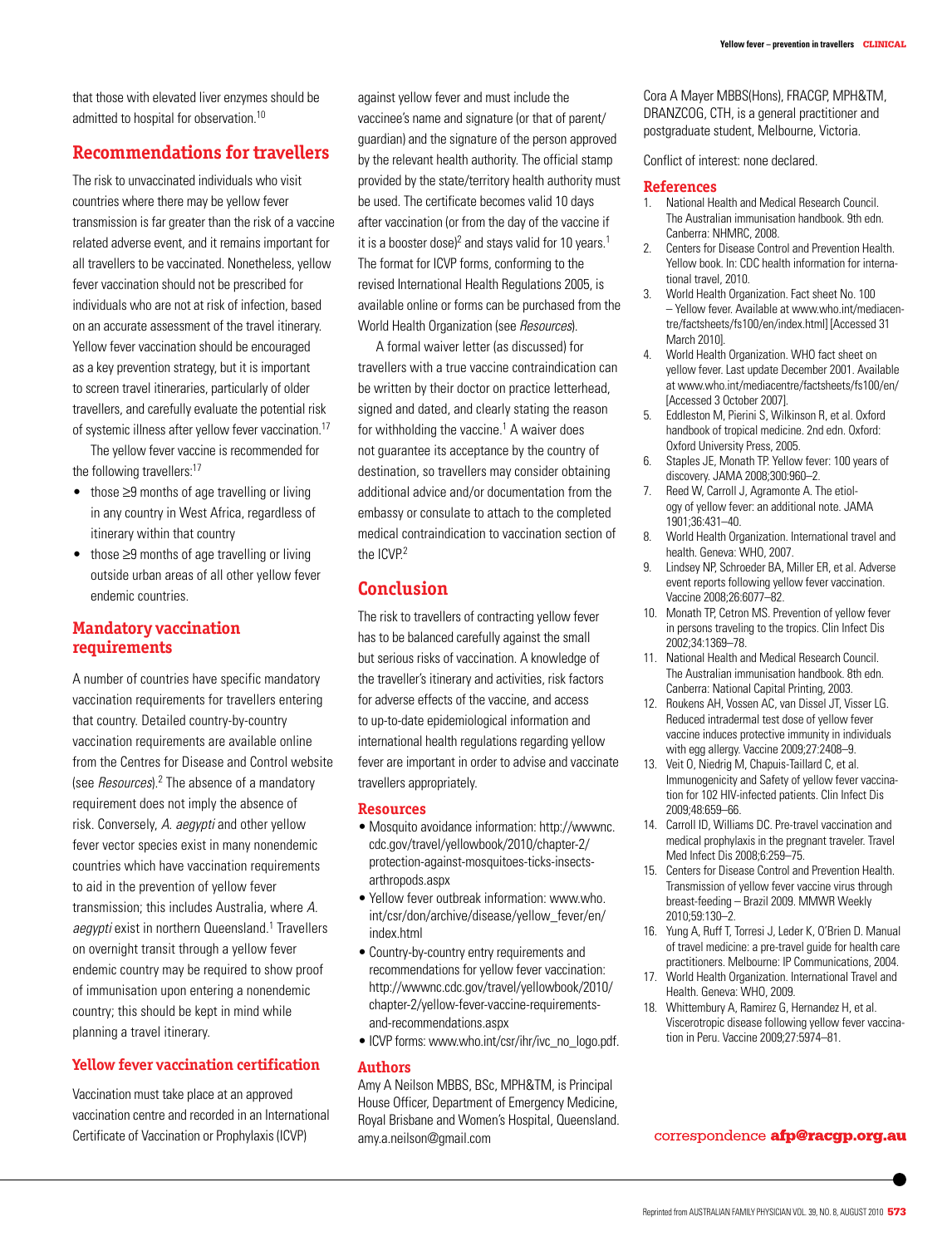that those with elevated liver enzymes should be admitted to hospital for observation.[10]

## Recommendations for travellers

The risk to unvaccinated individuals who visit countries where there may be yellow fever transmission is far greater than the risk of a vaccine related adverse event, and it remains important for all travellers to be vaccinated. Nonetheless, yellow fever vaccination should not be prescribed for individuals who are not at risk of infection, based on an accurate assessment of the travel itinerary. Yellow fever vaccination should be encouraged as a key prevention strategy, but it is important to screen travel itineraries, particularly of older travellers, and carefully evaluate the potential risk of systemic illness after yellow fever vaccination.[17]

The yellow fever vaccine is recommended for the following travellers:[17]

- those ≥9 months of age travelling or living in any country in West Africa, regardless of itinerary within that country
- those ≥9 months of age travelling or living outside urban areas of all other yellow fever endemic countries.

## Mandatory vaccination requirements

A number of countries have specific mandatory vaccination requirements for travellers entering that country. Detailed country-by-country vaccination requirements are available online from the Centres for Disease and Control website (see *Resources*).[2] The absence of a mandatory requirement does not imply the absence of risk. Conversely, *A. aegypti* and other yellow fever vector species exist in many nonendemic countries which have vaccination requirements to aid in the prevention of yellow fever transmission; this includes Australia, where *A. aegypti* exist in northern Queensland.[1] Travellers on overnight transit through a yellow fever endemic country may be required to show proof of immunisation upon entering a nonendemic country; this should be kept in mind while planning a travel itinerary.

### Yellow fever vaccination certification

Vaccination must take place at an approved vaccination centre and recorded in an International Certificate of Vaccination or Prophylaxis (ICVP) against yellow fever and must include the vaccinee's name and signature (or that of parent/guardian) and the signature of the person approved by the relevant health authority. The official stamp provided by the state/territory health authority must be used. The certificate becomes valid 10 days after vaccination (or from the day of the vaccine if it is a booster dose)[2] and stays valid for 10 years.[1] The format for ICVP forms, conforming to the revised International Health Regulations 2005, is available online or forms can be purchased from the World Health Organization (see *Resources*).

A formal waiver letter (as discussed) for travellers with a true vaccine contraindication can be written by their doctor on practice letterhead, signed and dated, and clearly stating the reason for withholding the vaccine.[1] A waiver does not guarantee its acceptance by the country of destination, so travellers may consider obtaining additional advice and/or documentation from the embassy or consulate to attach to the completed medical contraindication to vaccination section of the ICVP.[2]

## Conclusion

The risk to travellers of contracting yellow fever has to be balanced carefully against the small but serious risks of vaccination. A knowledge of the traveller's itinerary and activities, risk factors for adverse effects of the vaccine, and access to up-to-date epidemiological information and international health regulations regarding yellow fever are important in order to advise and vaccinate travellers appropriately.

### Resources

- Mosquito avoidance information: http://wwwnc.cdc.gov/travel/yellowbook/2010/chapter-2/protection-against-mosquitoes-ticks-insects-arthropods.aspx
- Yellow fever outbreak information: www.who.int/csr/don/archive/disease/yellow_fever/en/index.html
- Country-by-country entry requirements and recommendations for yellow fever vaccination: http://wwwnc.cdc.gov/travel/yellowbook/2010/chapter-2/yellow-fever-vaccine-requirements-and-recommendations.aspx
- ICVP forms: www.who.int/csr/ihr/ivc_no_logo.pdf.

### Authors

Amy A Neilson MBBS, BSc, MPH&TM, is Principal House Officer, Department of Emergency Medicine, Royal Brisbane and Women's Hospital, Queensland. amy.a.neilson@gmail.com

Cora A Mayer MBBS(Hons), FRACGP, MPH&TM, DRANZCOG, CTH, is a general practitioner and postgraduate student, Melbourne, Victoria.

Conflict of interest: none declared.

### References

1. National Health and Medical Research Council. The Australian immunisation handbook. 9th edn. Canberra: NHMRC, 2008.
2. Centers for Disease Control and Prevention Health. Yellow book. In: CDC health information for international travel, 2010.
3. World Health Organization. Fact sheet No. 100 – Yellow fever. Available at www.who.int/mediacentre/factsheets/fs100/en/index.html] [Accessed 31 March 2010].
4. World Health Organization. WHO fact sheet on yellow fever. Last update December 2001. Available at www.who.int/mediacentre/factsheets/fs100/en/ [Accessed 3 October 2007].
5. Eddleston M, Pierini S, Wilkinson R, et al. Oxford handbook of tropical medicine. 2nd edn. Oxford: Oxford University Press, 2005.
6. Staples JE, Monath TP. Yellow fever: 100 years of discovery. JAMA 2008;300:960–2.
7. Reed W, Carroll J, Agramonte A. The etiology of yellow fever: an additional note. JAMA 1901;36:431–40.
8. World Health Organization. International travel and health. Geneva: WHO, 2007.
9. Lindsey NP, Schroeder BA, Miller ER, et al. Adverse event reports following yellow fever vaccination. Vaccine 2008;26:6077–82.
10. Monath TP, Cetron MS. Prevention of yellow fever in persons traveling to the tropics. Clin Infect Dis 2002;34:1369–78.
11. National Health and Medical Research Council. The Australian immunisation handbook. 8th edn. Canberra: National Capital Printing, 2003.
12. Roukens AH, Vossen AC, van Dissel JT, Visser LG. Reduced intradermal test dose of yellow fever vaccine induces protective immunity in individuals with egg allergy. Vaccine 2009;27:2408–9.
13. Veit O, Niedrig M, Chapuis-Taillard C, et al. Immunogenicity and Safety of yellow fever vaccination for 102 HIV-infected patients. Clin Infect Dis 2009;48:659–66.
14. Carroll ID, Williams DC. Pre-travel vaccination and medical prophylaxis in the pregnant traveler. Travel Med Infect Dis 2008;6:259–75.
15. Centers for Disease Control and Prevention Health. Transmission of yellow fever vaccine virus through breast-feeding – Brazil 2009. MMWR Weekly 2010;59:130–2.
16. Yung A, Ruff T, Torresi J, Leder K, O'Brien D. Manual of travel medicine: a pre-travel guide for health care practitioners. Melbourne: IP Communications, 2004.
17. World Health Organization. International Travel and Health. Geneva: WHO, 2009.
18. Whittembury A, Ramirez G, Hernandez H, et al. Viscerotropic disease following yellow fever vaccination in Peru. Vaccine 2009;27:5974–81.

correspondence **afp@racgp.org.au**